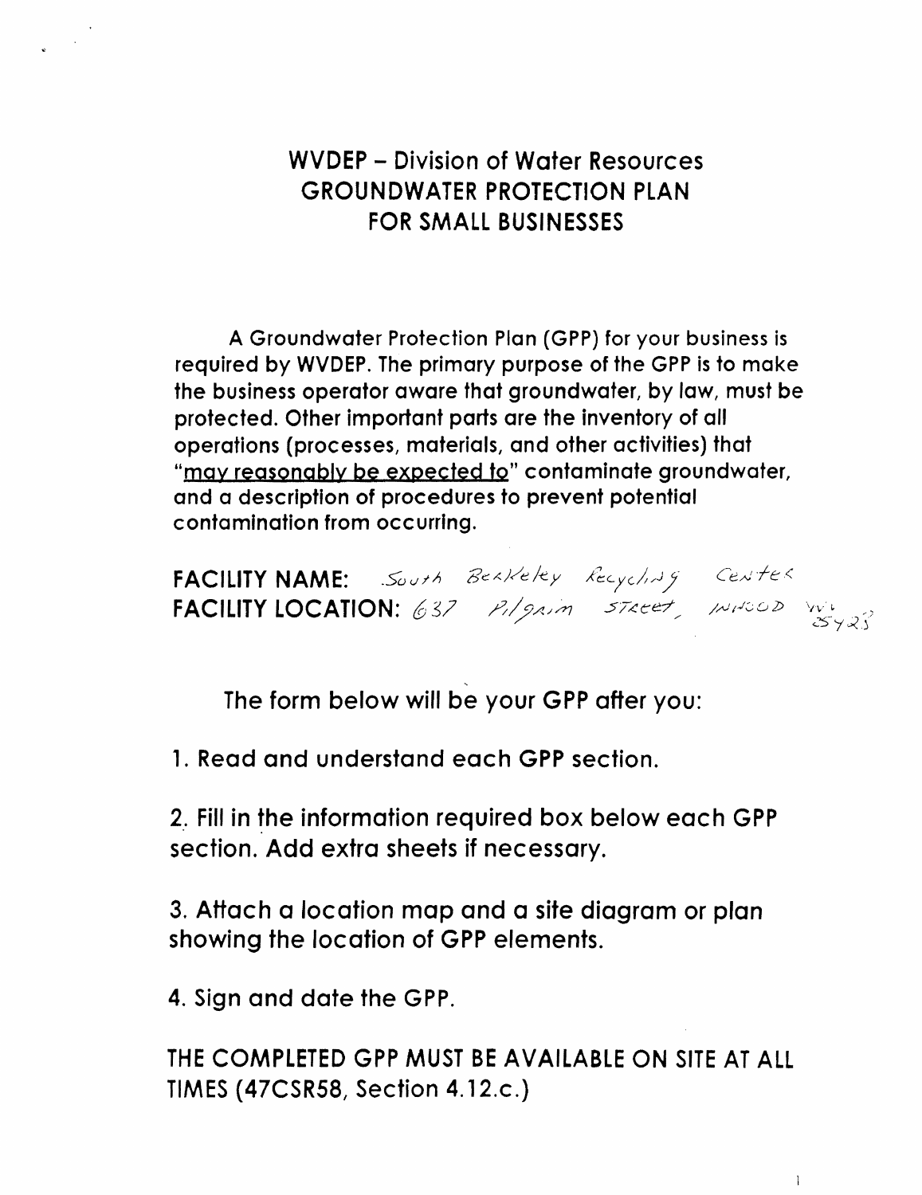# WVDEP – Division of Water Resources
# GROUNDWATER PROTECTION PLAN
# FOR SMALL BUSINESSES

A Groundwater Protection Plan (GPP) for your business is required by WVDEP. The primary purpose of the GPP is to make the business operator aware that groundwater, by law, must be protected. Other important parts are the inventory of all operations (processes, materials, and other activities) that "may reasonably be expected to" contaminate groundwater, and a description of procedures to prevent potential contamination from occurring.

**FACILITY NAME:** South Berkeley Recycling Center
**FACILITY LOCATION:** 637 Pilgrim Street, Inwood WV 25428

The form below will be your GPP after you:

1. Read and understand each GPP section.

2. Fill in the information required box below each GPP section. Add extra sheets if necessary.

3. Attach a location map and a site diagram or plan showing the location of GPP elements.

4. Sign and date the GPP.

THE COMPLETED GPP MUST BE AVAILABLE ON SITE AT ALL TIMES (47CSR58, Section 4.12.c.)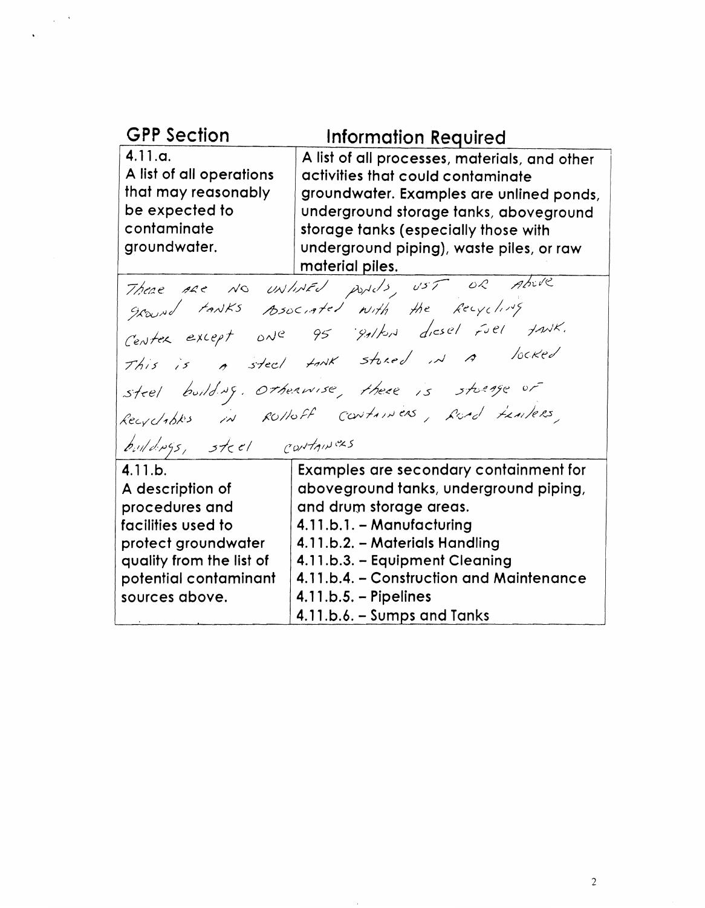| GPP Section | Information Required |
|---|---|
| 4.11.a. A list of all operations that may reasonably be expected to contaminate groundwater. | A list of all processes, materials, and other activities that could contaminate groundwater. Examples are unlined ponds, underground storage tanks, aboveground storage tanks (especially those with underground piping), waste piles, or raw material piles. |
| There are no unlined ponds, UST or above ground tanks associated with the Recycling Center except one 95 gallon diesel fuel tank. This is a steel tank stored in a locked steel building. Otherwise, there is storage of Recyclables in Rolloff containers, Road trailers, buildings, steel containers | |
| 4.11.b. A description of procedures and facilities used to protect groundwater quality from the list of potential contaminant sources above. | Examples are secondary containment for aboveground tanks, underground piping, and drum storage areas.<br>4.11.b.1. – Manufacturing<br>4.11.b.2. – Materials Handling<br>4.11.b.3. – Equipment Cleaning<br>4.11.b.4. – Construction and Maintenance<br>4.11.b.5. – Pipelines<br>4.11.b.6. – Sumps and Tanks |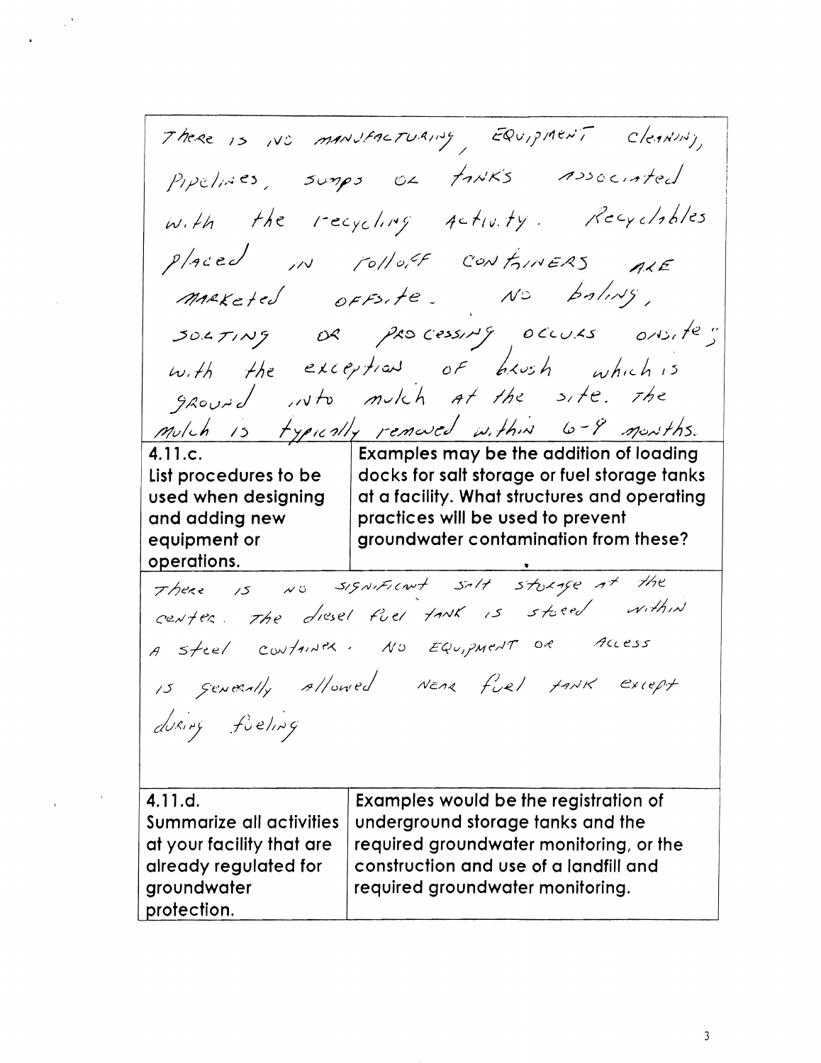There is no manufacturing, equipment cleaning, pipelines, sumps or tanks associated with the recycling activity. Recyclables placed in rolloff containers are marketed offsite. No baling, sorting or processing occurs onsite; with the exception of brush which is ground into mulch at the site. The mulch is typically removed within 6-9 months.

| **4.11.c.** List procedures to be used when designing and adding new equipment or operations. | Examples may be the addition of loading docks for salt storage or fuel storage tanks at a facility. What structures and operating practices will be used to prevent groundwater contamination from these? |
|---|---|

There is no significant salt storage at the center. The diesel fuel tank is stored within a steel container. No equipment or access is generally allowed near fuel tank except during fueling

| **4.11.d.** Summarize all activities at your facility that are already regulated for groundwater protection. | Examples would be the registration of underground storage tanks and the required groundwater monitoring, or the construction and use of a landfill and required groundwater monitoring. |
|---|---|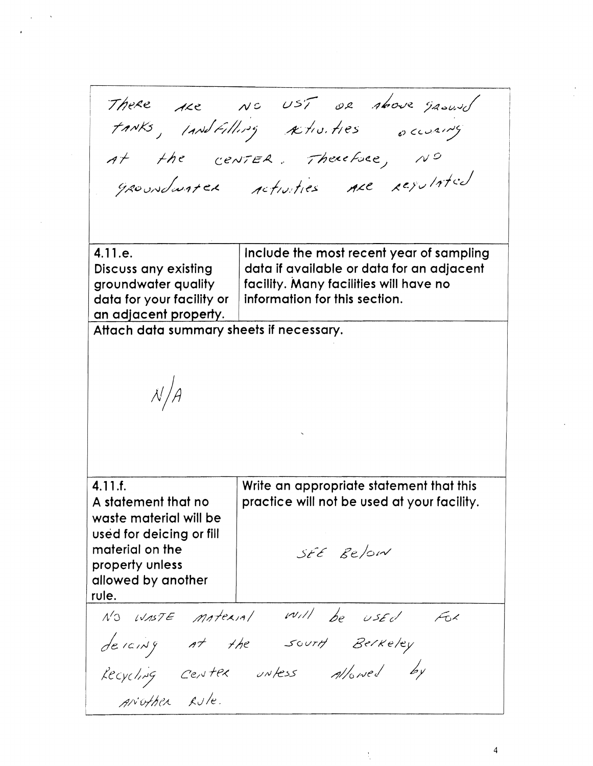There are no UST or above ground tanks, landfilling activities occuring at the center. Therefore, no groundwater activities are regulated

| 4.11.e. Discuss any existing groundwater quality data for your facility or an adjacent property. | Include the most recent year of sampling data if available or data for an adjacent facility. Many facilities will have no information for this section. |
| --- | --- |

Attach data summary sheets if necessary.

N/A

| 4.11.f. A statement that no waste material will be used for deicing or fill material on the property unless allowed by another rule. | Write an appropriate statement that this practice will not be used at your facility. SEE Below |
| --- | --- |

No waste material will be used for deicing at the South Berkeley Recycling Center unless allowed by another rule.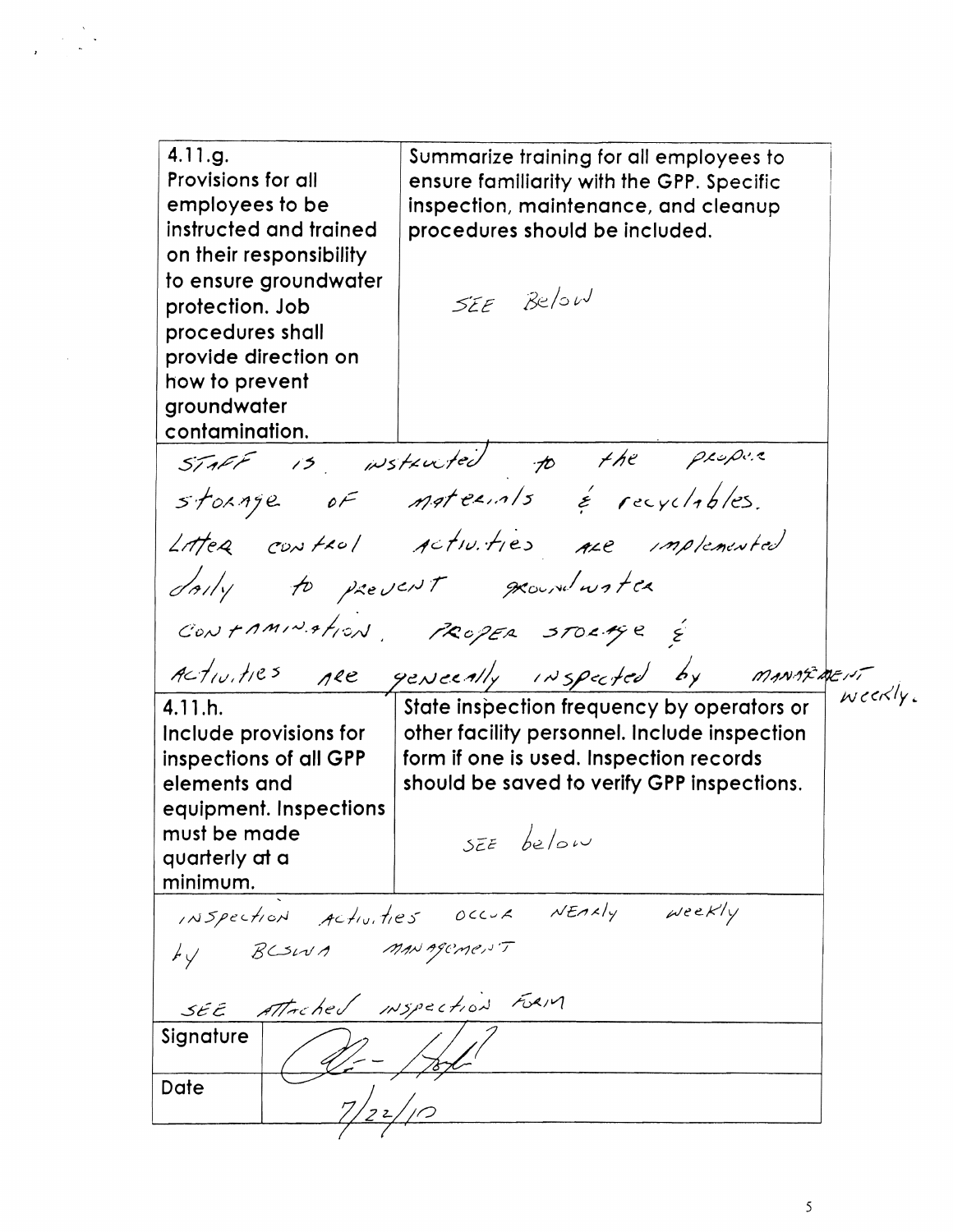| | |
|---|---|
| 4.11.g. Provisions for all employees to be instructed and trained on their responsibility to ensure groundwater protection. Job procedures shall provide direction on how to prevent groundwater contamination. | Summarize training for all employees to ensure familiarity with the GPP. Specific inspection, maintenance, and cleanup procedures should be included. SEE Below |

STAFF IS INSTRUCTED TO THE PROPER STORAGE OF MATERIALS & RECYCLABLES. LITTER CONTROL ACTIVITIES ARE IMPLEMENTED DAILY TO PREVENT GROUNDWATER CONTAMINATION. PROPER STORAGE & ACTIVITIES ARE GENERALLY INSPECTED BY MANAGEMENT WEEKLY.

| | |
|---|---|
| 4.11.h. Include provisions for inspections of all GPP elements and equipment. Inspections must be made quarterly at a minimum. | State inspection frequency by operators or other facility personnel. Include inspection form if one is used. Inspection records should be saved to verify GPP inspections. SEE below |

INSPECTION ACTIVITIES OCCUR NEARLY WEEKLY BY BCSWA MANAGEMENT

SEE ATTACHED INSPECTION FORM

| | |
|---|---|
| Signature | [signature] |
| Date | 7/22/10 |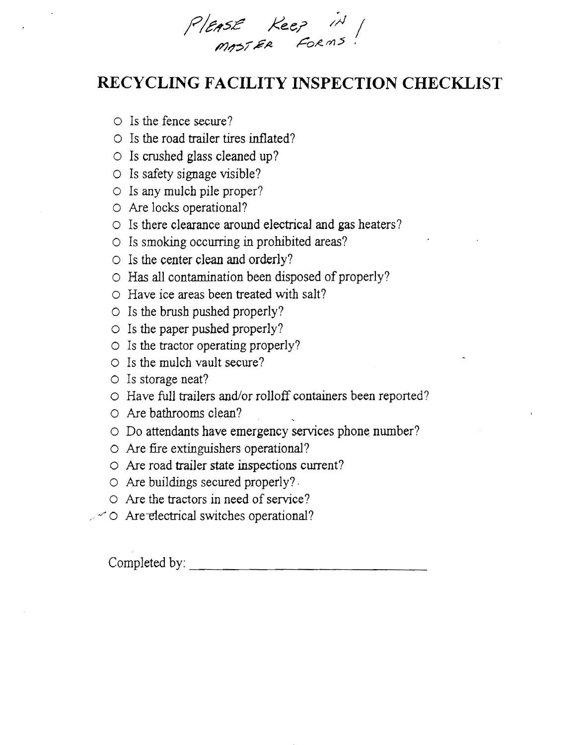Please Keep in Master Forms!

# RECYCLING FACILITY INSPECTION CHECKLIST

- ○ Is the fence secure?
- ○ Is the road trailer tires inflated?
- ○ Is crushed glass cleaned up?
- ○ Is safety signage visible?
- ○ Is any mulch pile proper?
- ○ Are locks operational?
- ○ Is there clearance around electrical and gas heaters?
- ○ Is smoking occurring in prohibited areas?
- ○ Is the center clean and orderly?
- ○ Has all contamination been disposed of properly?
- ○ Have ice areas been treated with salt?
- ○ Is the brush pushed properly?
- ○ Is the paper pushed properly?
- ○ Is the tractor operating properly?
- ○ Is the mulch vault secure?
- ○ Is storage neat?
- ○ Have full trailers and/or rolloff containers been reported?
- ○ Are bathrooms clean?
- ○ Do attendants have emergency services phone number?
- ○ Are fire extinguishers operational?
- ○ Are road trailer state inspections current?
- ○ Are buildings secured properly?
- ○ Are the tractors in need of service?
- ○ Are electrical switches operational?

Completed by: ______________________________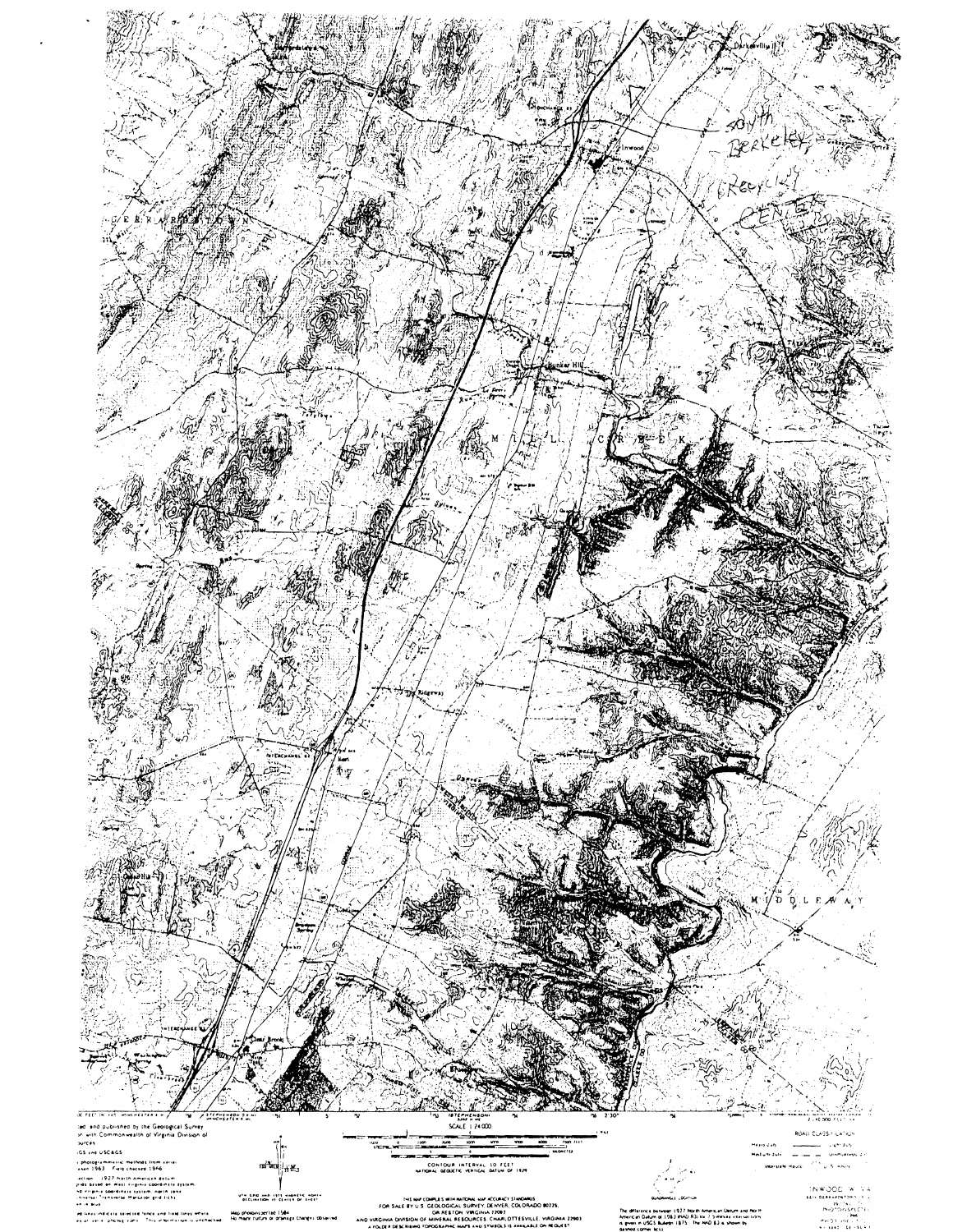South Berkeley Regional Center

GERRARDSTOWN

Inwood

Bunker Hill

MILL CREEK

Ridgeway

MIDDLEWAY

Clear Brook

Edited and published by the Geological Survey in cooperation with Commonwealth of Virginia Division of Mineral Resources

Control by USGS and USC&GS

Topography by photogrammetric methods from aerial photographs taken 1963. Field checked 1966

Polyconic projection. 1927 North American datum

SCALE 1:24 000

CONTOUR INTERVAL 10 FEET
NATIONAL GEODETIC VERTICAL DATUM OF 1929

THIS MAP COMPLIES WITH NATIONAL MAP ACCURACY STANDARDS
FOR SALE BY U.S. GEOLOGICAL SURVEY, DENVER, COLORADO 80225, OR RESTON, VIRGINIA 22092
AND VIRGINIA DIVISION OF MINERAL RESOURCES, CHARLOTTESVILLE, VIRGINIA 22903
A FOLDER DESCRIBING TOPOGRAPHIC MAPS AND SYMBOLS IS AVAILABLE ON REQUEST

UTM GRID AND 1970 MAGNETIC NORTH DECLINATION AT CENTER OF SHEET

Map photoinspected 1984
No major culture or drainage changes observed

QUADRANGLE LOCATION

The difference between 1927 North American Datum and North American Datum of 1983 (NAD 83) for 7.5-minute intersections is given in USGS Bulletin 1875. The NAD 83 is shown by dashed corner ticks

ROAD CLASSIFICATION

Heavy-duty

Medium-duty

Unimproved dirt

Interstate Route

U.S. Route

INWOOD, W. VA.

PHOTOINSPECTED